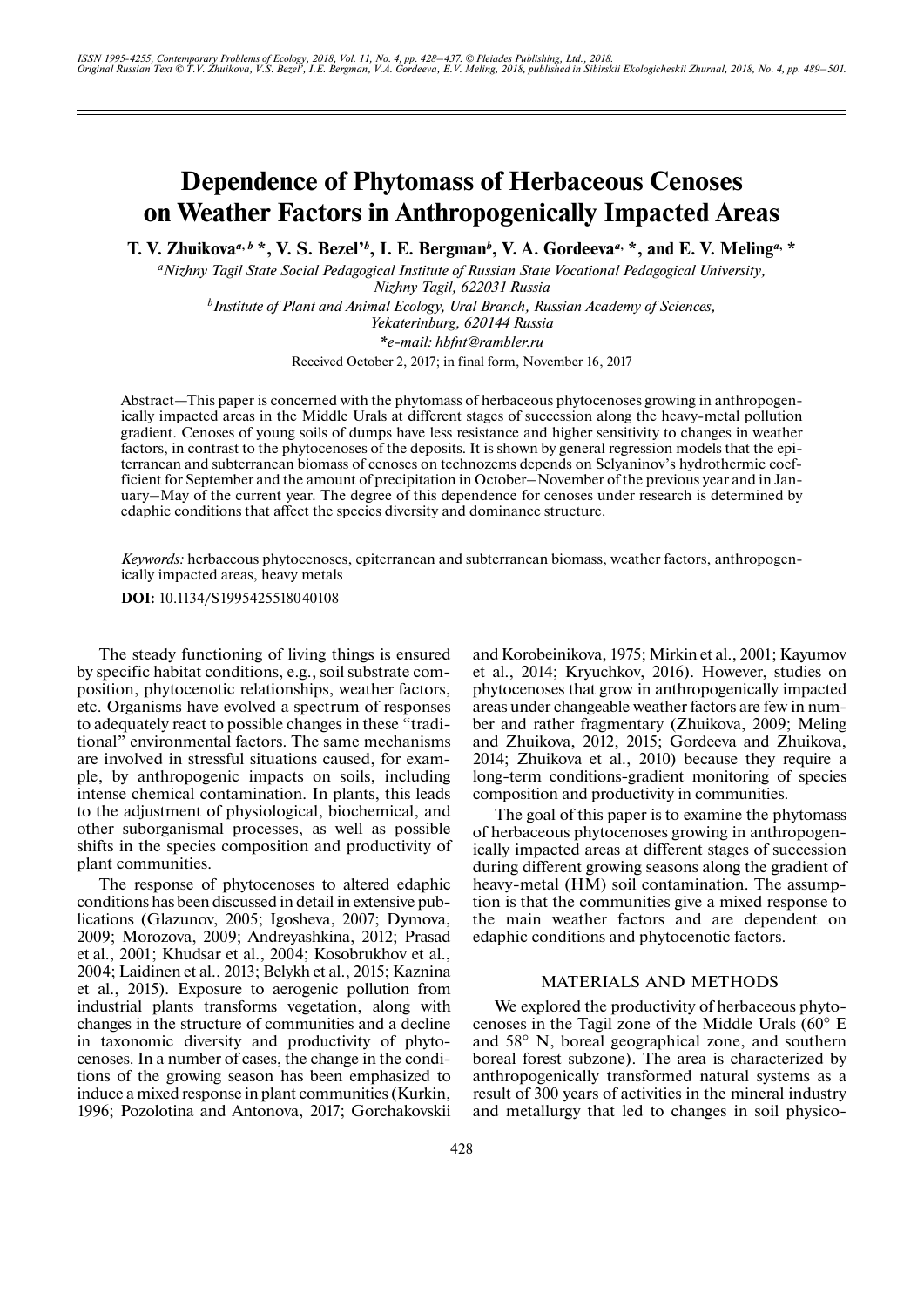# Dependence of Phytomass of Herbaceous Cenoses on Weather Factors in Anthropogenically Impacted Areas

**T. V. Zhuikova[a, b] \*, V. S. Bezel'[b], I. E. Bergman[b], V. A. Gordeeva[a, ]\*, and E. V. Meling[a, ]\***

[a]*Nizhny Tagil State Social Pedagogical Institute of Russian State Vocational Pedagogical University, Nizhny Tagil, 622031 Russia*

[b]*Institute of Plant and Animal Ecology, Ural Branch, Russian Academy of Sciences, Yekaterinburg, 620144 Russia*

*\*e-mail: hbfnt@rambler.ru*

Received October 2, 2017; in final form, November 16, 2017

**Abstract**—This paper is concerned with the phytomass of herbaceous phytocenoses growing in anthropogenically impacted areas in the Middle Urals at different stages of succession along the heavy-metal pollution gradient. Cenoses of young soils of dumps have less resistance and higher sensitivity to changes in weather factors, in contrast to the phytocenoses of the deposits. It is shown by general regression models that the epiterranean and subterranean biomass of cenoses on technozems depends on Selyaninov's hydrothermic coefficient for September and the amount of precipitation in October–November of the previous year and in January–May of the current year. The degree of this dependence for cenoses under research is determined by edaphic conditions that affect the species diversity and dominance structure.

*Keywords:* herbaceous phytocenoses, epiterranean and subterranean biomass, weather factors, anthropogenically impacted areas, heavy metals

**DOI:** 10.1134/S1995425518040108

The steady functioning of living things is ensured by specific habitat conditions, e.g., soil substrate composition, phytocenotic relationships, weather factors, etc. Organisms have evolved a spectrum of responses to adequately react to possible changes in these "traditional" environmental factors. The same mechanisms are involved in stressful situations caused, for example, by anthropogenic impacts on soils, including intense chemical contamination. In plants, this leads to the adjustment of physiological, biochemical, and other suborganismal processes, as well as possible shifts in the species composition and productivity of plant communities.

The response of phytocenoses to altered edaphic conditions has been discussed in detail in extensive publications (Glazunov, 2005; Igosheva, 2007; Dymova, 2009; Morozova, 2009; Andreyashkina, 2012; Prasad et al., 2001; Khudsar et al., 2004; Kosobrukhov et al., 2004; Laidinen et al., 2013; Belykh et al., 2015; Kaznina et al., 2015). Exposure to aerogenic pollution from industrial plants transforms vegetation, along with changes in the structure of communities and a decline in taxonomic diversity and productivity of phytocenoses. In a number of cases, the change in the conditions of the growing season has been emphasized to induce a mixed response in plant communities (Kurkin, 1996; Pozolotina and Antonova, 2017; Gorchakovskii and Korobeinikova, 1975; Mirkin et al., 2001; Kayumov et al., 2014; Kryuchkov, 2016). However, studies on phytocenoses that grow in anthropogenically impacted areas under changeable weather factors are few in number and rather fragmentary (Zhuikova, 2009; Meling and Zhuikova, 2012, 2015; Gordeeva and Zhuikova, 2014; Zhuikova et al., 2010) because they require a long-term conditions-gradient monitoring of species composition and productivity in communities.

The goal of this paper is to examine the phytomass of herbaceous phytocenoses growing in anthropogenically impacted areas at different stages of succession during different growing seasons along the gradient of heavy-metal (HM) soil contamination. The assumption is that the communities give a mixed response to the main weather factors and are dependent on edaphic conditions and phytocenotic factors.

## MATERIALS AND METHODS

We explored the productivity of herbaceous phytocenoses in the Tagil zone of the Middle Urals (60° E and 58° N, boreal geographical zone, and southern boreal forest subzone). The area is characterized by anthropogenically transformed natural systems as a result of 300 years of activities in the mineral industry and metallurgy that led to changes in soil physico-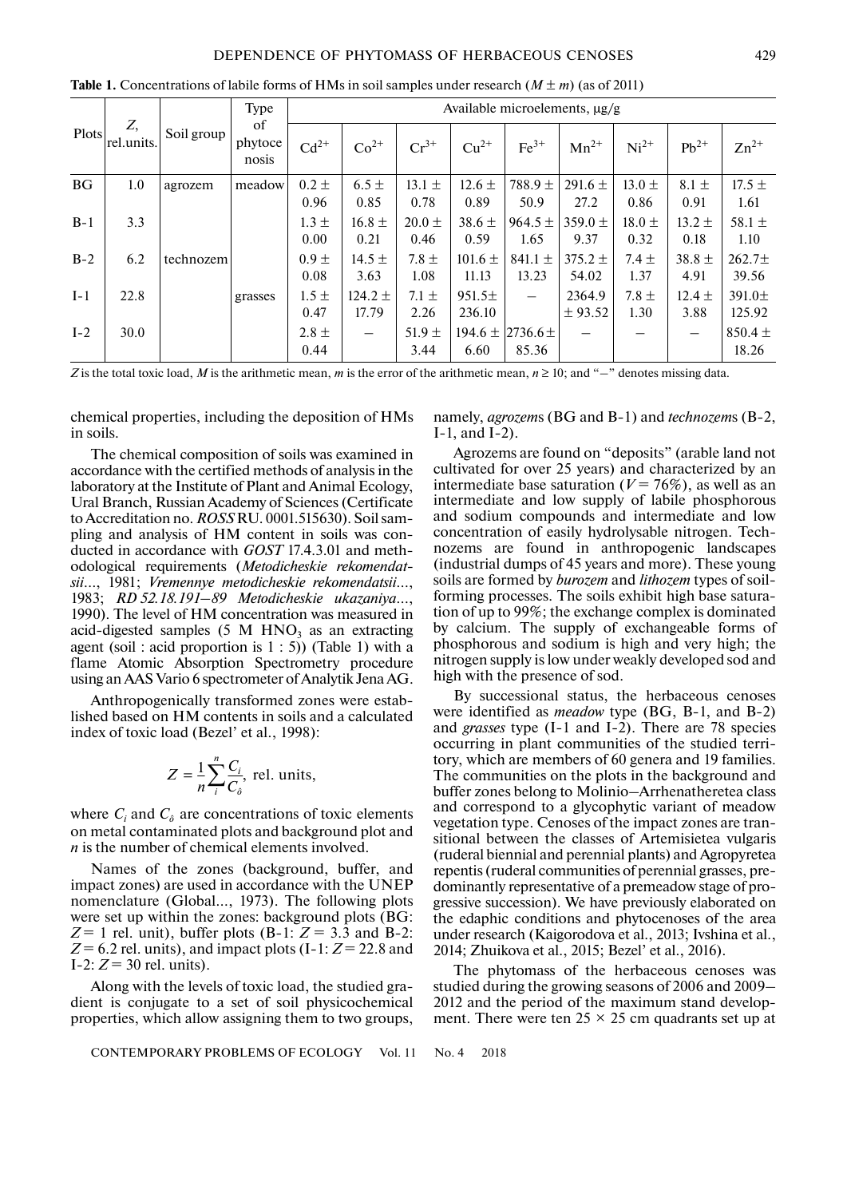**Table 1.** Concentrations of labile forms of HMs in soil samples under research ($M \pm m$) (as of 2011)

| Plots | $Z$, rel.units. | Soil group | Type of phytocenosis | Available microelements, μg/g | | | | | | | | |
|---|---|---|---|---|---|---|---|---|---|---|---|---|
| | | | | $Cd^{2+}$ | $Co^{2+}$ | $Cr^{3+}$ | $Cu^{2+}$ | $Fe^{3+}$ | $Mn^{2+}$ | $Ni^{2+}$ | $Pb^{2+}$ | $Zn^{2+}$ |
| BG | 1.0 | agrozem | meadow | 0.2 ± 0.96 | 6.5 ± 0.85 | 13.1 ± 0.78 | 12.6 ± 0.89 | 788.9 ± 50.9 | 291.6 ± 27.2 | 13.0 ± 0.86 | 8.1 ± 0.91 | 17.5 ± 1.61 |
| B-1 | 3.3 | | | 1.3 ± 0.00 | 16.8 ± 0.21 | 20.0 ± 0.46 | 38.6 ± 0.59 | 964.5 ± 1.65 | 359.0 ± 9.37 | 18.0 ± 0.32 | 13.2 ± 0.18 | 58.1 ± 1.10 |
| B-2 | 6.2 | technozem | | 0.9 ± 0.08 | 14.5 ± 3.63 | 7.8 ± 1.08 | 101.6 ± 11.13 | 841.1 ± 13.23 | 375.2 ± 54.02 | 7.4 ± 1.37 | 38.8 ± 4.91 | 262.7± 39.56 |
| I-1 | 22.8 | | grasses | 1.5 ± 0.47 | 124.2 ± 17.79 | 7.1 ± 2.26 | 951.5± 236.10 | – | 2364.9 ± 93.52 | 7.8 ± 1.30 | 12.4 ± 3.88 | 391.0± 125.92 |
| I-2 | 30.0 | | | 2.8 ± 0.44 | – | 51.9 ± 3.44 | 194.6 ± 6.60 | 2736.6 ± 85.36 | – | – | – | 850.4 ± 18.26 |

$Z$ is the total toxic load, $M$ is the arithmetic mean, $m$ is the error of the arithmetic mean, $n \geq 10$; and "–" denotes missing data.

chemical properties, including the deposition of HMs in soils.

The chemical composition of soils was examined in accordance with the certified methods of analysis in the laboratory at the Institute of Plant and Animal Ecology, Ural Branch, Russian Academy of Sciences (Certificate to Accreditation no. *ROSS* RU. 0001.515630). Soil sampling and analysis of HM content in soils was conducted in accordance with *GOST* 17.4.3.01 and methodological requirements (*Metodicheskie rekomendatsii*..., 1981; *Vremennye metodicheskie rekomendatsii*..., 1983; *RD 52.18.191–89 Metodicheskie ukazaniya*..., 1990). The level of HM concentration was measured in acid-digested samples (5 M $HNO_3$ as an extracting agent (soil : acid proportion is 1 : 5)) (Table 1) with a flame Atomic Absorption Spectrometry procedure using an AAS Vario 6 spectrometer of Analytik Jena AG.

Anthropogenically transformed zones were established based on HM contents in soils and a calculated index of toxic load (Bezel' et al., 1998):

$$Z = \frac{1}{n}\sum_{i}^{n}\frac{C_i}{C_\delta}, \text{ rel. units,}$$

where $C_i$ and $C_\delta$ are concentrations of toxic elements on metal contaminated plots and background plot and $n$ is the number of chemical elements involved.

Names of the zones (background, buffer, and impact zones) are used in accordance with the UNEP nomenclature (Global..., 1973). The following plots were set up within the zones: background plots (BG: $Z = 1$ rel. unit), buffer plots (B-1: $Z = 3.3$ and B-2: $Z = 6.2$ rel. units), and impact plots (I-1: $Z = 22.8$ and I-2: $Z = 30$ rel. units).

Along with the levels of toxic load, the studied gradient is conjugate to a set of soil physicochemical properties, which allow assigning them to two groups, namely, *agrozem*s (BG and B-1) and *technozem*s (B-2, I-1, and I-2).

Agrozems are found on "deposits" (arable land not cultivated for over 25 years) and characterized by an intermediate base saturation ($V = 76\%$), as well as an intermediate and low supply of labile phosphorous and sodium compounds and intermediate and low concentration of easily hydrolysable nitrogen. Technozems are found in anthropogenic landscapes (industrial dumps of 45 years and more). These young soils are formed by *burozem* and *lithozem* types of soil-forming processes. The soils exhibit high base saturation of up to 99%; the exchange complex is dominated by calcium. The supply of exchangeable forms of phosphorous and sodium is high and very high; the nitrogen supply is low under weakly developed sod and high with the presence of sod.

By successional status, the herbaceous cenoses were identified as *meadow* type (BG, B-1, and B-2) and *grasses* type (I-1 and I-2). There are 78 species occurring in plant communities of the studied territory, which are members of 60 genera and 19 families. The communities on the plots in the background and buffer zones belong to Molinio–Arrhenatheretea class and correspond to a glycophytic variant of meadow vegetation type. Cenoses of the impact zones are transitional between the classes of Artemisietea vulgaris (ruderal biennial and perennial plants) and Agropyretea repentis (ruderal communities of perennial grasses, predominantly representative of a premeadow stage of progressive succession). We have previously elaborated on the edaphic conditions and phytocenoses of the area under research (Kaigorodova et al., 2013; Ivshina et al., 2014; Zhuikova et al., 2015; Bezel' et al., 2016).

The phytomass of the herbaceous cenoses was studied during the growing seasons of 2006 and 2009–2012 and the period of the maximum stand development. There were ten 25 × 25 cm quadrants set up at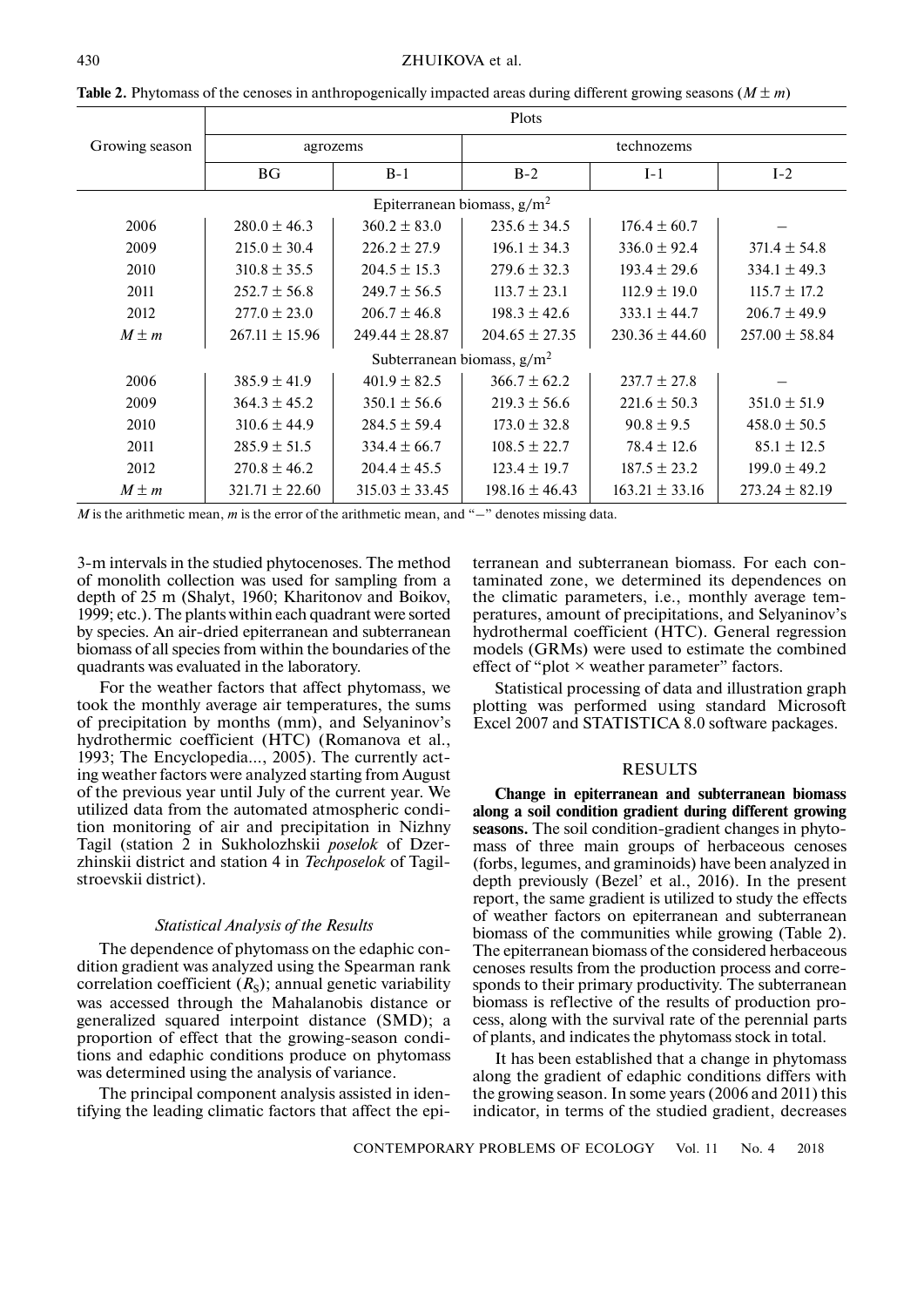**Table 2.** Phytomass of the cenoses in anthropogenically impacted areas during different growing seasons ($M \pm m$)

| Growing season | Plots | | | | |
|---|---|---|---|---|---|
| | agrozems | | technozems | | |
| | BG | B-1 | B-2 | I-1 | I-2 |
| | Epiterranean biomass, g/m$^2$ | | | | |
| 2006 | $280.0 \pm 46.3$ | $360.2 \pm 83.0$ | $235.6 \pm 34.5$ | $176.4 \pm 60.7$ | – |
| 2009 | $215.0 \pm 30.4$ | $226.2 \pm 27.9$ | $196.1 \pm 34.3$ | $336.0 \pm 92.4$ | $371.4 \pm 54.8$ |
| 2010 | $310.8 \pm 35.5$ | $204.5 \pm 15.3$ | $279.6 \pm 32.3$ | $193.4 \pm 29.6$ | $334.1 \pm 49.3$ |
| 2011 | $252.7 \pm 56.8$ | $249.7 \pm 56.5$ | $113.7 \pm 23.1$ | $112.9 \pm 19.0$ | $115.7 \pm 17.2$ |
| 2012 | $277.0 \pm 23.0$ | $206.7 \pm 46.8$ | $198.3 \pm 42.6$ | $333.1 \pm 44.7$ | $206.7 \pm 49.9$ |
| $M \pm m$ | $267.11 \pm 15.96$ | $249.44 \pm 28.87$ | $204.65 \pm 27.35$ | $230.36 \pm 44.60$ | $257.00 \pm 58.84$ |
| | Subterranean biomass, g/m$^2$ | | | | |
| 2006 | $385.9 \pm 41.9$ | $401.9 \pm 82.5$ | $366.7 \pm 62.2$ | $237.7 \pm 27.8$ | – |
| 2009 | $364.3 \pm 45.2$ | $350.1 \pm 56.6$ | $219.3 \pm 56.6$ | $221.6 \pm 50.3$ | $351.0 \pm 51.9$ |
| 2010 | $310.6 \pm 44.9$ | $284.5 \pm 59.4$ | $173.0 \pm 32.8$ | $90.8 \pm 9.5$ | $458.0 \pm 50.5$ |
| 2011 | $285.9 \pm 51.5$ | $334.4 \pm 66.7$ | $108.5 \pm 22.7$ | $78.4 \pm 12.6$ | $85.1 \pm 12.5$ |
| 2012 | $270.8 \pm 46.2$ | $204.4 \pm 45.5$ | $123.4 \pm 19.7$ | $187.5 \pm 23.2$ | $199.0 \pm 49.2$ |
| $M \pm m$ | $321.71 \pm 22.60$ | $315.03 \pm 33.45$ | $198.16 \pm 46.43$ | $163.21 \pm 33.16$ | $273.24 \pm 82.19$ |

*M* is the arithmetic mean, *m* is the error of the arithmetic mean, and "–" denotes missing data.

3-m intervals in the studied phytocenoses. The method of monolith collection was used for sampling from a depth of 25 m (Shalyt, 1960; Kharitonov and Boikov, 1999; etc.). The plants within each quadrant were sorted by species. An air-dried epiterranean and subterranean biomass of all species from within the boundaries of the quadrants was evaluated in the laboratory.

For the weather factors that affect phytomass, we took the monthly average air temperatures, the sums of precipitation by months (mm), and Selyaninov's hydrothermic coefficient (HTC) (Romanova et al., 1993; The Encyclopedia..., 2005). The currently acting weather factors were analyzed starting from August of the previous year until July of the current year. We utilized data from the automated atmospheric condition monitoring of air and precipitation in Nizhny Tagil (station 2 in Sukholozhskii *poselok* of Dzerzhinskii district and station 4 in *Techposelok* of Tagilstroevskii district).

### *Statistical Analysis of the Results*

The dependence of phytomass on the edaphic condition gradient was analyzed using the Spearman rank correlation coefficient ($R_S$); annual genetic variability was accessed through the Mahalanobis distance or generalized squared interpoint distance (SMD); a proportion of effect that the growing-season conditions and edaphic conditions produce on phytomass was determined using the analysis of variance.

The principal component analysis assisted in identifying the leading climatic factors that affect the epiterranean and subterranean biomass. For each contaminated zone, we determined its dependences on the climatic parameters, i.e., monthly average temperatures, amount of precipitations, and Selyaninov's hydrothermal coefficient (HTC). General regression models (GRMs) were used to estimate the combined effect of "plot × weather parameter" factors.

Statistical processing of data and illustration graph plotting was performed using standard Microsoft Excel 2007 and STATISTICA 8.0 software packages.

## RESULTS

**Change in epiterranean and subterranean biomass along a soil condition gradient during different growing seasons.** The soil condition-gradient changes in phytomass of three main groups of herbaceous cenoses (forbs, legumes, and graminoids) have been analyzed in depth previously (Bezel' et al., 2016). In the present report, the same gradient is utilized to study the effects of weather factors on epiterranean and subterranean biomass of the communities while growing (Table 2). The epiterranean biomass of the considered herbaceous cenoses results from the production process and corresponds to their primary productivity. The subterranean biomass is reflective of the results of production process, along with the survival rate of the perennial parts of plants, and indicates the phytomass stock in total.

It has been established that a change in phytomass along the gradient of edaphic conditions differs with the growing season. In some years (2006 and 2011) this indicator, in terms of the studied gradient, decreases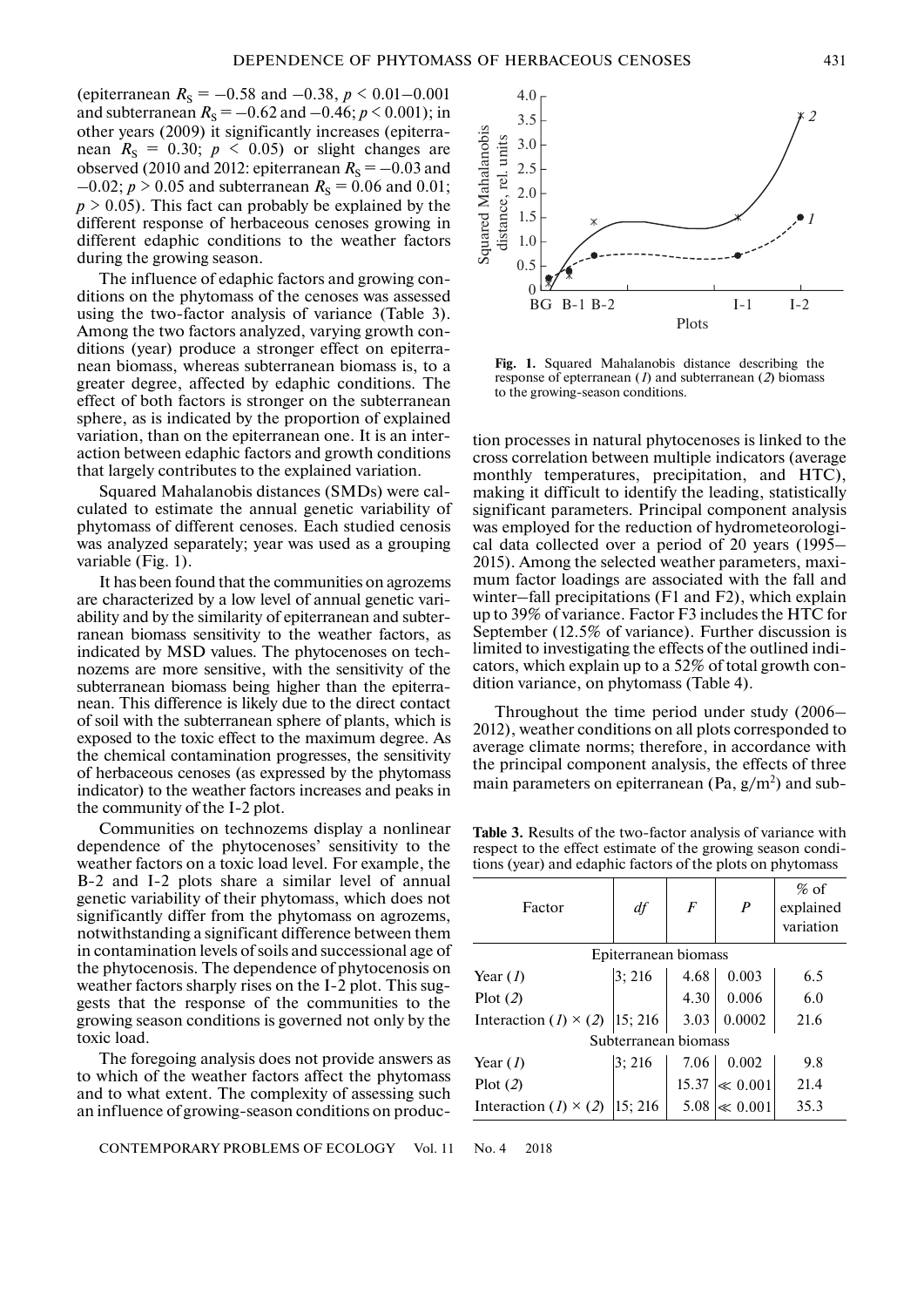(epiterranean $R_S = -0.58$ and $-0.38$, $p < 0.01$–$0.001$ and subterranean $R_S = -0.62$ and $-0.46$; $p < 0.001$); in other years (2009) it significantly increases (epiterranean $R_S = 0.30$; $p < 0.05$) or slight changes are observed (2010 and 2012: epiterranean $R_S = -0.03$ and $-0.02$; $p > 0.05$ and subterranean $R_S = 0.06$ and 0.01; $p > 0.05$). This fact can probably be explained by the different response of herbaceous cenoses growing in different edaphic conditions to the weather factors during the growing season.

The influence of edaphic factors and growing conditions on the phytomass of the cenoses was assessed using the two-factor analysis of variance (Table 3). Among the two factors analyzed, varying growth conditions (year) produce a stronger effect on epiterranean biomass, whereas subterranean biomass is, to a greater degree, affected by edaphic conditions. The effect of both factors is stronger on the subterranean sphere, as is indicated by the proportion of explained variation, than on the epiterranean one. It is an interaction between edaphic factors and growth conditions that largely contributes to the explained variation.

Squared Mahalanobis distances (SMDs) were calculated to estimate the annual genetic variability of phytomass of different cenoses. Each studied cenosis was analyzed separately; year was used as a grouping variable (Fig. 1).

It has been found that the communities on agrozems are characterized by a low level of annual genetic variability and by the similarity of epiterranean and subterranean biomass sensitivity to the weather factors, as indicated by MSD values. The phytocenoses on technozems are more sensitive, with the sensitivity of the subterranean biomass being higher than the epiterranean. This difference is likely due to the direct contact of soil with the subterranean sphere of plants, which is exposed to the toxic effect to the maximum degree. As the chemical contamination progresses, the sensitivity of herbaceous cenoses (as expressed by the phytomass indicator) to the weather factors increases and peaks in the community of the I-2 plot.

Communities on technozems display a nonlinear dependence of the phytocenoses' sensitivity to the weather factors on a toxic load level. For example, the B-2 and I-2 plots share a similar level of annual genetic variability of their phytomass, which does not significantly differ from the phytomass on agrozems, notwithstanding a significant difference between them in contamination levels of soils and successional age of the phytocenosis. The dependence of phytocenosis on weather factors sharply rises on the I-2 plot. This suggests that the response of the communities to the growing season conditions is governed not only by the toxic load.

The foregoing analysis does not provide answers as to which of the weather factors affect the phytomass and to what extent. The complexity of assessing such an influence of growing-season conditions on production processes in natural phytocenoses is linked to the cross correlation between multiple indicators (average monthly temperatures, precipitation, and HTC), making it difficult to identify the leading, statistically significant parameters. Principal component analysis was employed for the reduction of hydrometeorological data collected over a period of 20 years (1995–2015). Among the selected weather parameters, maximum factor loadings are associated with the fall and winter–fall precipitations (F1 and F2), which explain up to 39% of variance. Factor F3 includes the HTC for September (12.5% of variance). Further discussion is limited to investigating the effects of the outlined indicators, which explain up to a 52% of total growth condition variance, on phytomass (Table 4).

Squared Mahalanobis distance, rel. units
4.0
3.5
3.0
2.5
2.0
1.5
1.0
0.5
0
BG B-1 B-2 I-1 I-2
Plots
2
1

**Fig. 1.** Squared Mahalanobis distance describing the response of epterranean (*1*) and subterranean (*2*) biomass to the growing-season conditions.

Throughout the time period under study (2006–2012), weather conditions on all plots corresponded to average climate norms; therefore, in accordance with the principal component analysis, the effects of three main parameters on epiterranean (Pa, g/m$^2$) and sub-

**Table 3.** Results of the two-factor analysis of variance with respect to the effect estimate of the growing season conditions (year) and edaphic factors of the plots on phytomass

| Factor | *df* | *F* | *P* | % of explained variation |
|---|---|---|---|---|
| Epiterranean biomass | | | | |
| Year (*1*) | 3; 216 | 4.68 | 0.003 | 6.5 |
| Plot (*2*) | | 4.30 | 0.006 | 6.0 |
| Interaction (*1*) × (*2*) | 15; 216 | 3.03 | 0.0002 | 21.6 |
| Subterranean biomass | | | | |
| Year (*1*) | 3; 216 | 7.06 | 0.002 | 9.8 |
| Plot (*2*) | | 15.37 | ≪ 0.001 | 21.4 |
| Interaction (*1*) × (*2*) | 15; 216 | 5.08 | ≪ 0.001 | 35.3 |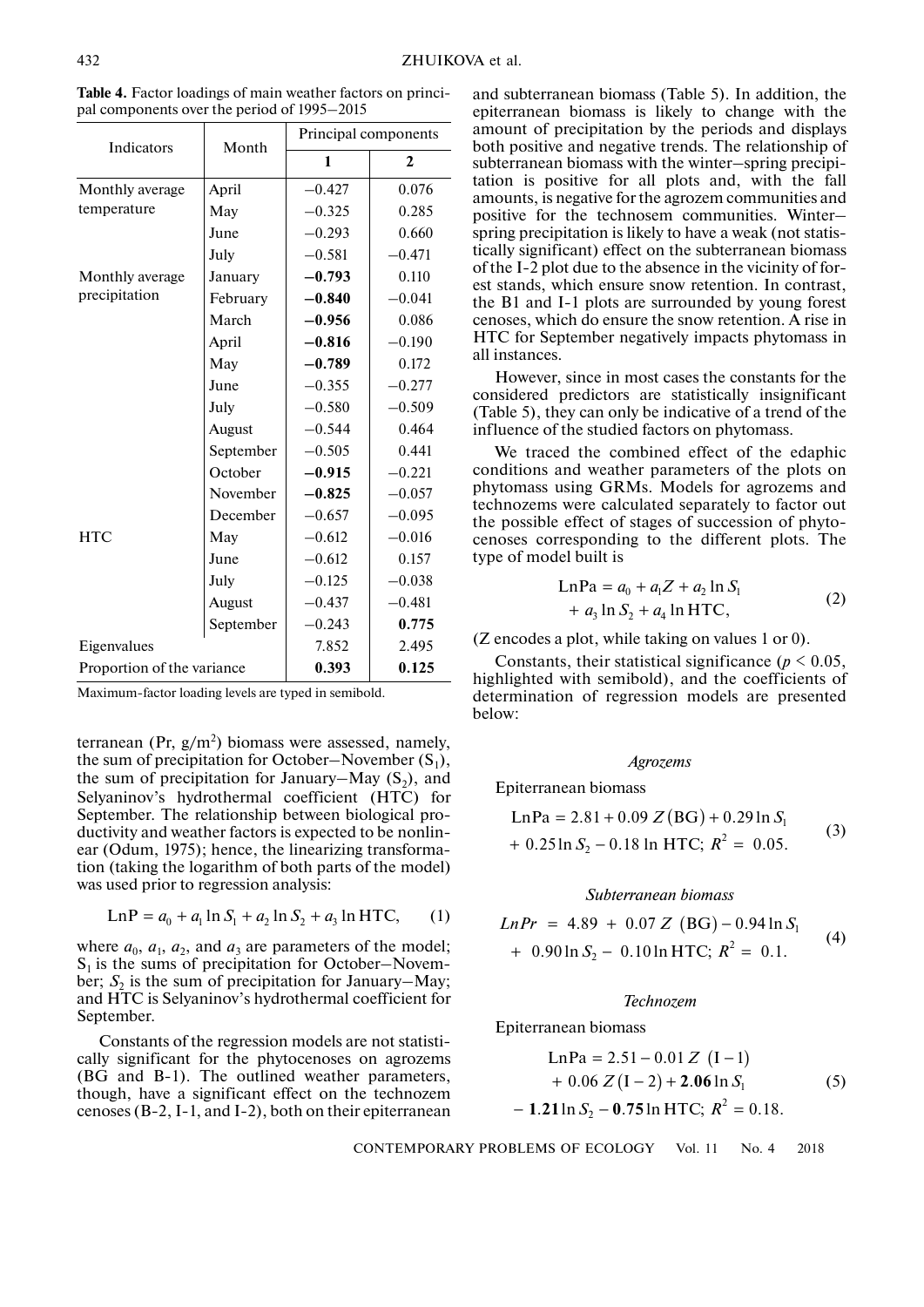**Table 4.** Factor loadings of main weather factors on principal components over the period of 1995–2015

| Indicators | Month | Principal components | |
|---|---|---|---|
| | | **1** | **2** |
| Monthly average temperature | April | −0.427 | 0.076 |
| | May | −0.325 | 0.285 |
| | June | −0.293 | 0.660 |
| | July | −0.581 | −0.471 |
| Monthly average precipitation | January | **−0.793** | 0.110 |
| | February | **−0.840** | −0.041 |
| | March | **−0.956** | 0.086 |
| | April | **−0.816** | −0.190 |
| | May | **−0.789** | 0.172 |
| | June | −0.355 | −0.277 |
| | July | −0.580 | −0.509 |
| | August | −0.544 | 0.464 |
| | September | −0.505 | 0.441 |
| | October | **−0.915** | −0.221 |
| | November | **−0.825** | −0.057 |
| | December | −0.657 | −0.095 |
| HTC | May | −0.612 | −0.016 |
| | June | −0.612 | 0.157 |
| | July | −0.125 | −0.038 |
| | August | −0.437 | −0.481 |
| | September | −0.243 | **0.775** |
| Eigenvalues | | 7.852 | 2.495 |
| Proportion of the variance | | **0.393** | **0.125** |

Maximum-factor loading levels are typed in semibold.

terranean (Pr, g/m$^2$) biomass were assessed, namely, the sum of precipitation for October–November ($S_1$), the sum of precipitation for January–May ($S_2$), and Selyaninov's hydrothermal coefficient (HTC) for September. The relationship between biological productivity and weather factors is expected to be nonlinear (Odum, 1975); hence, the linearizing transformation (taking the logarithm of both parts of the model) was used prior to regression analysis:

$$\mathrm{LnP} = a_0 + a_1 \ln S_1 + a_2 \ln S_2 + a_3 \ln \mathrm{HTC}, \qquad (1)$$

where $a_0$, $a_1$, $a_2$, and $a_3$ are parameters of the model; $S_1$ is the sums of precipitation for October–November; $S_2$ is the sum of precipitation for January–May; and HTC is Selyaninov's hydrothermal coefficient for September.

Constants of the regression models are not statistically significant for the phytocenoses on agrozems (BG and B-1). The outlined weather parameters, though, have a significant effect on the technozem cenoses (B-2, I-1, and I-2), both on their epiterranean and subterranean biomass (Table 5). In addition, the epiterranean biomass is likely to change with the amount of precipitation by the periods and displays both positive and negative trends. The relationship of subterranean biomass with the winter–spring precipitation is positive for all plots and, with the fall amounts, is negative for the agrozem communities and positive for the technosem communities. Winter–spring precipitation is likely to have a weak (not statistically significant) effect on the subterranean biomass of the I-2 plot due to the absence in the vicinity of forest stands, which ensure snow retention. In contrast, the B1 and I-1 plots are surrounded by young forest cenoses, which do ensure the snow retention. A rise in HTC for September negatively impacts phytomass in all instances.

However, since in most cases the constants for the considered predictors are statistically insignificant (Table 5), they can only be indicative of a trend of the influence of the studied factors on phytomass.

We traced the combined effect of the edaphic conditions and weather parameters of the plots on phytomass using GRMs. Models for agrozems and technozems were calculated separately to factor out the possible effect of stages of succession of phytocenoses corresponding to the different plots. The type of model built is

$$\mathrm{LnPa} = a_0 + a_1 Z + a_2 \ln S_1 + a_3 \ln S_2 + a_4 \ln \mathrm{HTC}, \qquad (2)$$

(Z encodes a plot, while taking on values 1 or 0).

Constants, their statistical significance ($p < 0.05$, highlighted with semibold), and the coefficients of determination of regression models are presented below:

*Agrozems*

Epiterranean biomass

$$\mathrm{LnPa} = 2.81 + 0.09\, Z(\mathrm{BG}) + 0.29 \ln S_1 + 0.25 \ln S_2 - 0.18 \ln \mathrm{HTC};\ R^2 = 0.05. \qquad (3)$$

*Subterranean biomass*

$$LnPr = 4.89 + 0.07\, Z(\mathrm{BG}) - 0.94 \ln S_1 + 0.90 \ln S_2 - 0.10 \ln \mathrm{HTC};\ R^2 = 0.1. \qquad (4)$$

*Technozem*

Epiterranean biomass

$$\mathrm{LnPa} = 2.51 - 0.01\, Z(\mathrm{I-1}) + 0.06\, Z(\mathrm{I-2}) + \mathbf{2.06} \ln S_1 - \mathbf{1.21} \ln S_2 - \mathbf{0.75} \ln \mathrm{HTC};\ R^2 = 0.18. \qquad (5)$$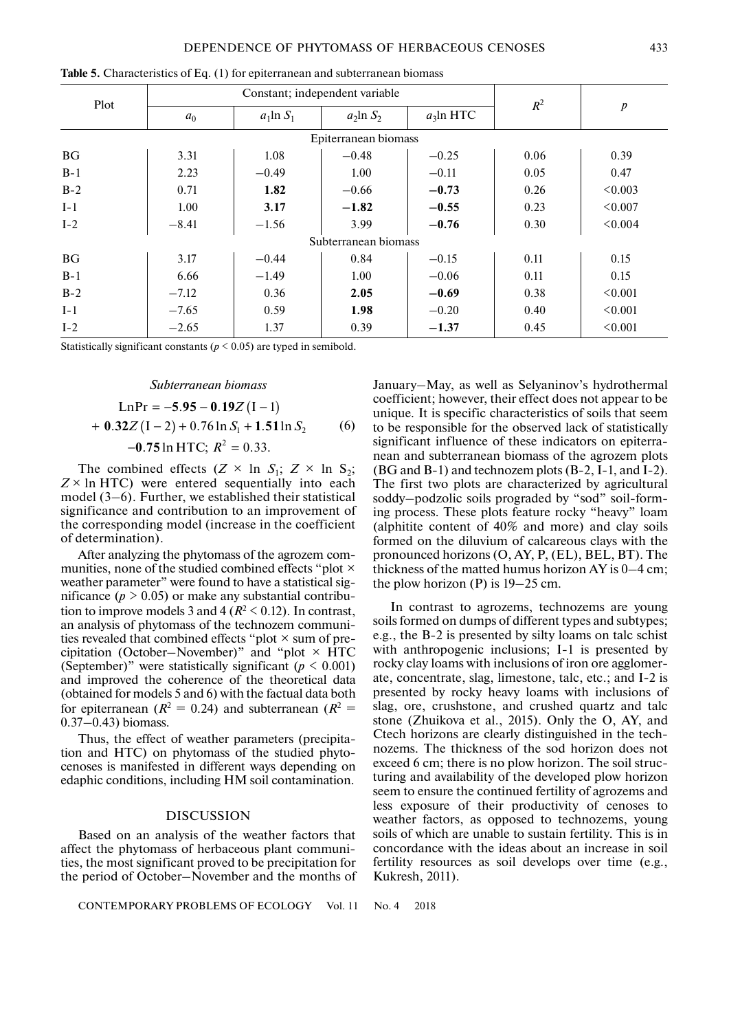**Table 5.** Characteristics of Eq. (1) for epiterranean and subterranean biomass

| Plot | Constant; independent variable | | | | $R^2$ | $p$ |
|---|---|---|---|---|---|---|
| | $a_0$ | $a_1\ln S_1$ | $a_2\ln S_2$ | $a_3\ln$ HTC | | |
| Epiterranean biomass | | | | | | |
| BG | 3.31 | 1.08 | −0.48 | −0.25 | 0.06 | 0.39 |
| B-1 | 2.23 | −0.49 | 1.00 | −0.11 | 0.05 | 0.47 |
| B-2 | 0.71 | **1.82** | −0.66 | **−0.73** | 0.26 | <0.003 |
| I-1 | 1.00 | **3.17** | **−1.82** | **−0.55** | 0.23 | <0.007 |
| I-2 | −8.41 | −1.56 | 3.99 | **−0.76** | 0.30 | <0.004 |
| Subterranean biomass | | | | | | |
| BG | 3.17 | −0.44 | 0.84 | −0.15 | 0.11 | 0.15 |
| B-1 | 6.66 | −1.49 | 1.00 | −0.06 | 0.11 | 0.15 |
| B-2 | −7.12 | 0.36 | **2.05** | **−0.69** | 0.38 | <0.001 |
| I-1 | −7.65 | 0.59 | **1.98** | −0.20 | 0.40 | <0.001 |
| I-2 | −2.65 | 1.37 | 0.39 | **−1.37** | 0.45 | <0.001 |

Statistically significant constants ($p < 0.05$) are typed in semibold.

*Subterranean biomass*

$$\mathrm{LnPr} = -\mathbf{5.95} - \mathbf{0.19}Z(\mathrm{I-1}) + \mathbf{0.32}Z(\mathrm{I-2}) + 0.76\ln S_1 + \mathbf{1.51}\ln S_2 - \mathbf{0.75}\ln \mathrm{HTC};\ R^2 = 0.33. \quad (6)$$

The combined effects ($Z \times \ln S_1$; $Z \times \ln S_2$; $Z \times \ln$ HTC) were entered sequentially into each model (3–6). Further, we established their statistical significance and contribution to an improvement of the corresponding model (increase in the coefficient of determination).

After analyzing the phytomass of the agrozem communities, none of the studied combined effects "plot × weather parameter" were found to have a statistical significance ($p > 0.05$) or make any substantial contribution to improve models 3 and 4 ($R^2 < 0.12$). In contrast, an analysis of phytomass of the technozem communities revealed that combined effects "plot × sum of precipitation (October–November)" and "plot × HTC (September)" were statistically significant ($p < 0.001$) and improved the coherence of the theoretical data (obtained for models 5 and 6) with the factual data both for epiterranean ($R^2 = 0.24$) and subterranean ($R^2 = 0.37$–$0.43$) biomass.

Thus, the effect of weather parameters (precipitation and HTC) on phytomass of the studied phytocenoses is manifested in different ways depending on edaphic conditions, including HM soil contamination.

## DISCUSSION

Based on an analysis of the weather factors that affect the phytomass of herbaceous plant communities, the most significant proved to be precipitation for the period of October–November and the months of January–May, as well as Selyaninov's hydrothermal coefficient; however, their effect does not appear to be unique. It is specific characteristics of soils that seem to be responsible for the observed lack of statistically significant influence of these indicators on epiterranean and subterranean biomass of the agrozem plots (BG and B-1) and technozem plots (B-2, I-1, and I-2). The first two plots are characterized by agricultural soddy–podzolic soils prograded by "sod" soil-forming process. These plots feature rocky "heavy" loam (alphitite content of 40% and more) and clay soils formed on the diluvium of calcareous clays with the pronounced horizons (O, AY, P, (EL), BEL, BT). The thickness of the matted humus horizon AY is 0–4 cm; the plow horizon (P) is 19–25 cm.

In contrast to agrozems, technozems are young soils formed on dumps of different types and subtypes; e.g., the B-2 is presented by silty loams on talc schist with anthropogenic inclusions; I-1 is presented by rocky clay loams with inclusions of iron ore agglomerate, concentrate, slag, limestone, talc, etc.; and I-2 is presented by rocky heavy loams with inclusions of slag, ore, crushstone, and crushed quartz and talc stone (Zhuikova et al., 2015). Only the O, AY, and Ctech horizons are clearly distinguished in the technozems. The thickness of the sod horizon does not exceed 6 cm; there is no plow horizon. The soil structuring and availability of the developed plow horizon seem to ensure the continued fertility of agrozems and less exposure of their productivity of cenoses to weather factors, as opposed to technozems, young soils of which are unable to sustain fertility. This is in concordance with the ideas about an increase in soil fertility resources as soil develops over time (e.g., Kukresh, 2011).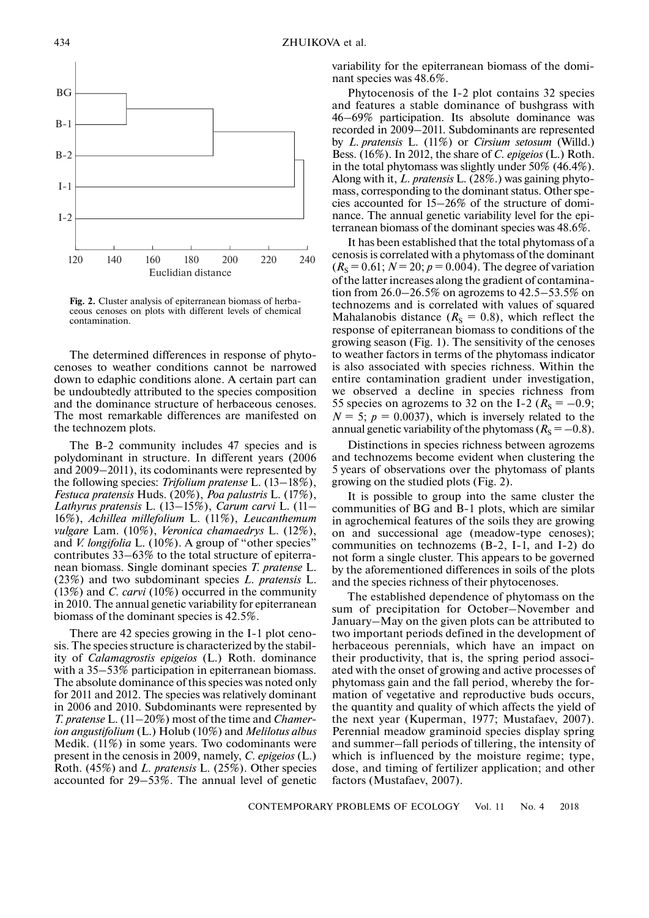Fig. 2. Cluster analysis of epiterranean biomass of herbaceous cenoses on plots with different levels of chemical contamination.

The determined differences in response of phytocenoses to weather conditions cannot be narrowed down to edaphic conditions alone. A certain part can be undoubtedly attributed to the species composition and the dominance structure of herbaceous cenoses. The most remarkable differences are manifested on the technozem plots.

The B-2 community includes 47 species and is polydominant in structure. In different years (2006 and 2009–2011), its codominants were represented by the following species: *Trifolium pratense* L. (13–18%), *Festuca pratensis* Huds. (20%), *Poa palustris* L. (17%), *Lathyrus pratensis* L. (13–15%), *Carum carvi* L. (11–16%), *Achillea millefolium* L. (11%), *Leucanthemum vulgare* Lam. (10%), *Veronica chamaedrys* L. (12%), and *V. longifolia* L. (10%). A group of "other species" contributes 33–63% to the total structure of epiterranean biomass. Single dominant species *T. pratense* L. (23%) and two subdominant species *L. pratensis* L. (13%) and *C. carvi* (10%) occurred in the community in 2010. The annual genetic variability for epiterranean biomass of the dominant species is 42.5%.

There are 42 species growing in the I-1 plot cenosis. The species structure is characterized by the stability of *Calamagrostis epigeios* (L.) Roth. dominance with a 35–53% participation in epiterranean biomass. The absolute dominance of this species was noted only for 2011 and 2012. The species was relatively dominant in 2006 and 2010. Subdominants were represented by *T. pratense* L. (11–20%) most of the time and *Chamerion angustifolium* (L.) Holub (10%) and *Melilotus albus* Medik. (11%) in some years. Two codominants were present in the cenosis in 2009, namely, *C. epigeios* (L.) Roth. (45%) and *L. pratensis* L. (25%). Other species accounted for 29–53%. The annual level of genetic variability for the epiterranean biomass of the dominant species was 48.6%.

Phytocenosis of the I-2 plot contains 32 species and features a stable dominance of bushgrass with 46–69% participation. Its absolute dominance was recorded in 2009–2011. Subdominants are represented by *L. pratensis* L. (11%) or *Cirsium setosum* (Willd.) Bess. (16%). In 2012, the share of *C. epigeios* (L.) Roth. in the total phytomass was slightly under 50% (46.4%). Along with it, *L. pratensis* L. (28%.) was gaining phytomass, corresponding to the dominant status. Other species accounted for 15–26% of the structure of dominance. The annual genetic variability level for the epiterranean biomass of the dominant species was 48.6%.

It has been established that the total phytomass of a cenosis is correlated with a phytomass of the dominant ($R_S = 0.61$; $N = 20$; $p = 0.004$). The degree of variation of the latter increases along the gradient of contamination from 26.0–26.5% on agrozems to 42.5–53.5% on technozems and is correlated with values of squared Mahalanobis distance ($R_S = 0.8$), which reflect the response of epiterranean biomass to conditions of the growing season (Fig. 1). The sensitivity of the cenoses to weather factors in terms of the phytomass indicator is also associated with species richness. Within the entire contamination gradient under investigation, we observed a decline in species richness from 55 species on agrozems to 32 on the I-2 ($R_S = -0.9$; $N = 5$; $p = 0.0037$), which is inversely related to the annual genetic variability of the phytomass ($R_S = -0.8$).

Distinctions in species richness between agrozems and technozems become evident when clustering the 5 years of observations over the phytomass of plants growing on the studied plots (Fig. 2).

It is possible to group into the same cluster the communities of BG and B-1 plots, which are similar in agrochemical features of the soils they are growing on and successional age (meadow-type cenoses); communities on technozems (B-2, I-1, and I-2) do not form a single cluster. This appears to be governed by the aforementioned differences in soils of the plots and the species richness of their phytocenoses.

The established dependence of phytomass on the sum of precipitation for October–November and January–May on the given plots can be attributed to two important periods defined in the development of herbaceous perennials, which have an impact on their productivity, that is, the spring period associated with the onset of growing and active processes of phytomass gain and the fall period, whereby the formation of vegetative and reproductive buds occurs, the quantity and quality of which affects the yield of the next year (Kuperman, 1977; Mustafaev, 2007). Perennial meadow graminoid species display spring and summer–fall periods of tillering, the intensity of which is influenced by the moisture regime; type, dose, and timing of fertilizer application; and other factors (Mustafaev, 2007).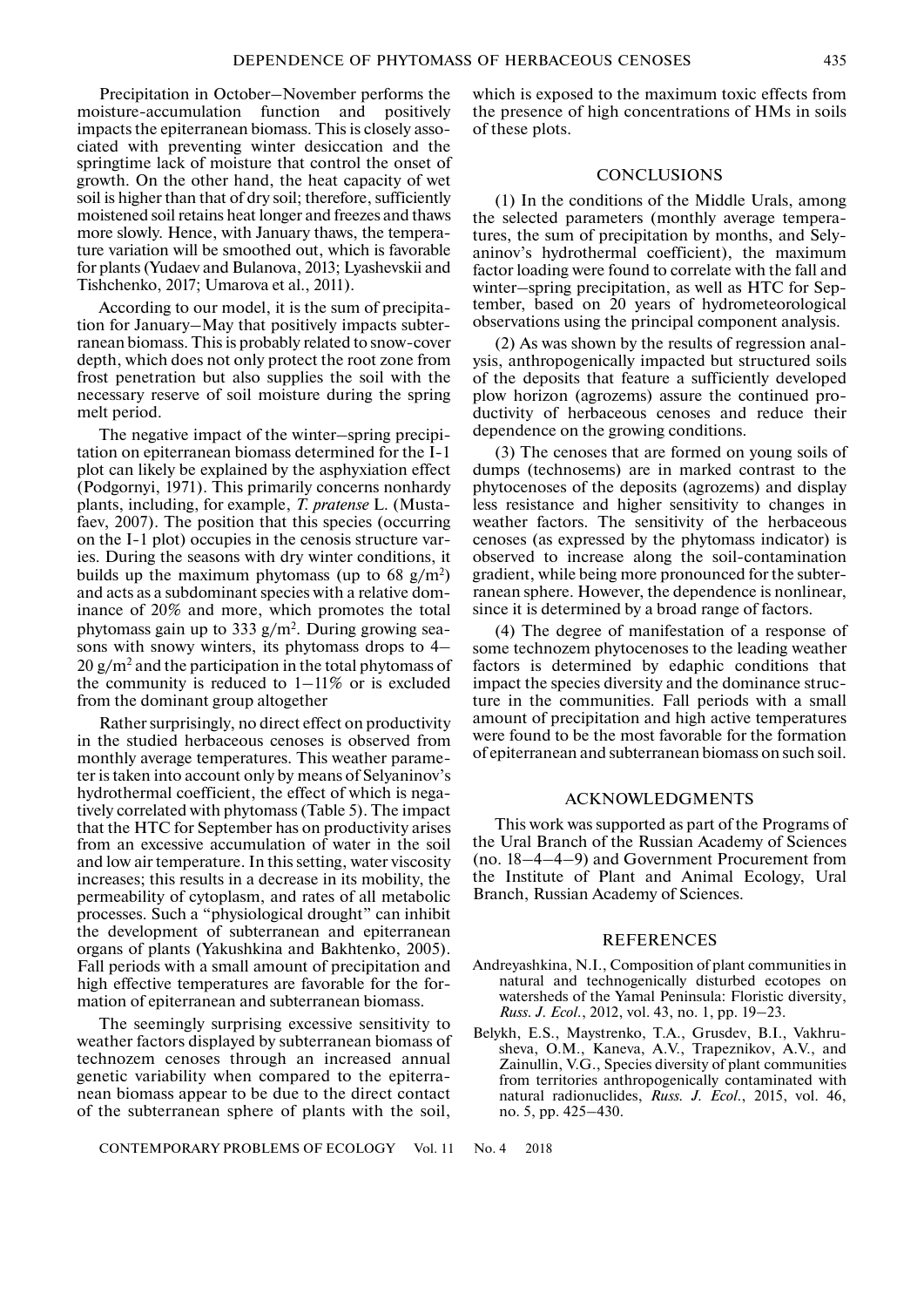Precipitation in October–November performs the moisture-accumulation function and positively impacts the epiterranean biomass. This is closely associated with preventing winter desiccation and the springtime lack of moisture that control the onset of growth. On the other hand, the heat capacity of wet soil is higher than that of dry soil; therefore, sufficiently moistened soil retains heat longer and freezes and thaws more slowly. Hence, with January thaws, the temperature variation will be smoothed out, which is favorable for plants (Yudaev and Bulanova, 2013; Lyashevskii and Tishchenko, 2017; Umarova et al., 2011).

According to our model, it is the sum of precipitation for January–May that positively impacts subterranean biomass. This is probably related to snow-cover depth, which does not only protect the root zone from frost penetration but also supplies the soil with the necessary reserve of soil moisture during the spring melt period.

The negative impact of the winter–spring precipitation on epiterranean biomass determined for the I-1 plot can likely be explained by the asphyxiation effect (Podgornyi, 1971). This primarily concerns nonhardy plants, including, for example, *T. pratense* L. (Mustafaev, 2007). The position that this species (occurring on the I-1 plot) occupies in the cenosis structure varies. During the seasons with dry winter conditions, it builds up the maximum phytomass (up to 68 g/m$^2$) and acts as a subdominant species with a relative dominance of 20% and more, which promotes the total phytomass gain up to 333 g/m$^2$. During growing seasons with snowy winters, its phytomass drops to 4–20 g/m$^2$ and the participation in the total phytomass of the community is reduced to 1–11% or is excluded from the dominant group altogether

Rather surprisingly, no direct effect on productivity in the studied herbaceous cenoses is observed from monthly average temperatures. This weather parameter is taken into account only by means of Selyaninov's hydrothermal coefficient, the effect of which is negatively correlated with phytomass (Table 5). The impact that the HTC for September has on productivity arises from an excessive accumulation of water in the soil and low air temperature. In this setting, water viscosity increases; this results in a decrease in its mobility, the permeability of cytoplasm, and rates of all metabolic processes. Such a "physiological drought" can inhibit the development of subterranean and epiterranean organs of plants (Yakushkina and Bakhtenko, 2005). Fall periods with a small amount of precipitation and high effective temperatures are favorable for the formation of epiterranean and subterranean biomass.

The seemingly surprising excessive sensitivity to weather factors displayed by subterranean biomass of technozem cenoses through an increased annual genetic variability when compared to the epiterranean biomass appear to be due to the direct contact of the subterranean sphere of plants with the soil, which is exposed to the maximum toxic effects from the presence of high concentrations of HMs in soils of these plots.

## CONCLUSIONS

(1) In the conditions of the Middle Urals, among the selected parameters (monthly average temperatures, the sum of precipitation by months, and Selyaninov's hydrothermal coefficient), the maximum factor loading were found to correlate with the fall and winter–spring precipitation, as well as HTC for September, based on 20 years of hydrometeorological observations using the principal component analysis.

(2) As was shown by the results of regression analysis, anthropogenically impacted but structured soils of the deposits that feature a sufficiently developed plow horizon (agrozems) assure the continued productivity of herbaceous cenoses and reduce their dependence on the growing conditions.

(3) The cenoses that are formed on young soils of dumps (technosems) are in marked contrast to the phytocenoses of the deposits (agrozems) and display less resistance and higher sensitivity to changes in weather factors. The sensitivity of the herbaceous cenoses (as expressed by the phytomass indicator) is observed to increase along the soil-contamination gradient, while being more pronounced for the subterranean sphere. However, the dependence is nonlinear, since it is determined by a broad range of factors.

(4) The degree of manifestation of a response of some technozem phytocenoses to the leading weather factors is determined by edaphic conditions that impact the species diversity and the dominance structure in the communities. Fall periods with a small amount of precipitation and high active temperatures were found to be the most favorable for the formation of epiterranean and subterranean biomass on such soil.

## ACKNOWLEDGMENTS

This work was supported as part of the Programs of the Ural Branch of the Russian Academy of Sciences (no. 18–4–4–9) and Government Procurement from the Institute of Plant and Animal Ecology, Ural Branch, Russian Academy of Sciences.

## REFERENCES

Andreyashkina, N.I., Composition of plant communities in natural and technogenically disturbed ecotopes on watersheds of the Yamal Peninsula: Floristic diversity, *Russ. J. Ecol.*, 2012, vol. 43, no. 1, pp. 19–23.

Belykh, E.S., Maystrenko, T.A., Grusdev, B.I., Vakhrusheva, O.M., Kaneva, A.V., Trapeznikov, A.V., and Zainullin, V.G., Species diversity of plant communities from territories anthropogenically contaminated with natural radionuclides, *Russ. J. Ecol.*, 2015, vol. 46, no. 5, pp. 425–430.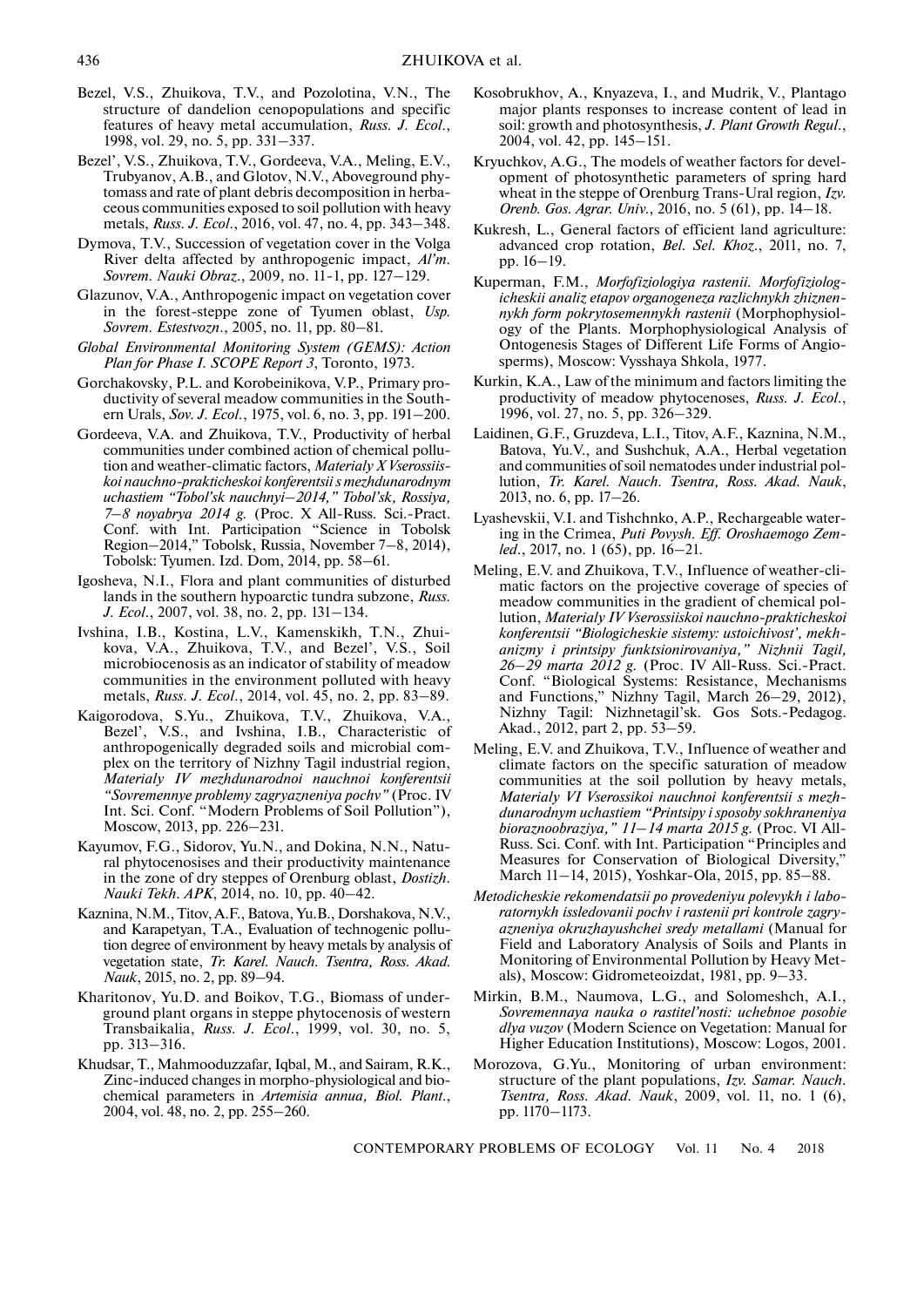Bezel, V.S., Zhuikova, T.V., and Pozolotina, V.N., The structure of dandelion cenopopulations and specific features of heavy metal accumulation, *Russ. J. Ecol.*, 1998, vol. 29, no. 5, pp. 331–337.

Bezel', V.S., Zhuikova, T.V., Gordeeva, V.A., Meling, E.V., Trubyanov, A.B., and Glotov, N.V., Aboveground phytomass and rate of plant debris decomposition in herbaceous communities exposed to soil pollution with heavy metals, *Russ. J. Ecol.*, 2016, vol. 47, no. 4, pp. 343–348.

Dymova, T.V., Succession of vegetation cover in the Volga River delta affected by anthropogenic impact, *Al'm. Sovrem. Nauki Obraz.*, 2009, no. 11-1, pp. 127–129.

Glazunov, V.A., Anthropogenic impact on vegetation cover in the forest-steppe zone of Tyumen oblast, *Usp. Sovrem. Estestvozn.*, 2005, no. 11, pp. 80–81.

*Global Environmental Monitoring System (GEMS): Action Plan for Phase I. SCOPE Report 3*, Toronto, 1973.

Gorchakovsky, P.L. and Korobeinikova, V.P., Primary productivity of several meadow communities in the Southern Urals, *Sov. J. Ecol.*, 1975, vol. 6, no. 3, pp. 191–200.

Gordeeva, V.A. and Zhuikova, T.V., Productivity of herbal communities under combined action of chemical pollution and weather-climatic factors, *Materialy X Vserossiiskoi nauchno-prakticheskoi konferentsii s mezhdunarodnym uchastiem "Tobol'sk nauchnyi–2014," Tobol'sk, Rossiya, 7–8 noyabrya 2014 g.* (Proc. X All-Russ. Sci.-Pract. Conf. with Int. Participation "Science in Tobolsk Region–2014," Tobolsk, Russia, November 7–8, 2014), Tobolsk: Tyumen. Izd. Dom, 2014, pp. 58–61.

Igosheva, N.I., Flora and plant communities of disturbed lands in the southern hypoarctic tundra subzone, *Russ. J. Ecol.*, 2007, vol. 38, no. 2, pp. 131–134.

Ivshina, I.B., Kostina, L.V., Kamenskikh, T.N., Zhuikova, V.A., Zhuikova, T.V., and Bezel', V.S., Soil microbiocenosis as an indicator of stability of meadow communities in the environment polluted with heavy metals, *Russ. J. Ecol.*, 2014, vol. 45, no. 2, pp. 83–89.

Kaigorodova, S.Yu., Zhuikova, T.V., Zhuikova, V.A., Bezel', V.S., and Ivshina, I.B., Characteristic of anthropogenically degraded soils and microbial complex on the territory of Nizhny Tagil industrial region, *Materialy IV mezhdunarodnoi nauchnoi konferentsii "Sovremennye problemy zagryazneniya pochv"* (Proc. IV Int. Sci. Conf. "Modern Problems of Soil Pollution"), Moscow, 2013, pp. 226–231.

Kayumov, F.G., Sidorov, Yu.N., and Dokina, N.N., Natural phytocenosises and their productivity maintenance in the zone of dry steppes of Orenburg oblast, *Dostizh. Nauki Tekh. APK*, 2014, no. 10, pp. 40–42.

Kaznina, N.M., Titov, A.F., Batova, Yu.B., Dorshakova, N.V., and Karapetyan, T.A., Evaluation of technogenic pollution degree of environment by heavy metals by analysis of vegetation state, *Tr. Karel. Nauch. Tsentra, Ross. Akad. Nauk*, 2015, no. 2, pp. 89–94.

Kharitonov, Yu.D. and Boikov, T.G., Biomass of underground plant organs in steppe phytocenosis of western Transbaikalia, *Russ. J. Ecol.*, 1999, vol. 30, no. 5, pp. 313–316.

Khudsar, T., Mahmooduzzafar, Iqbal, M., and Sairam, R.K., Zinc-induced changes in morpho-physiological and biochemical parameters in *Artemisia annua, Biol. Plant.*, 2004, vol. 48, no. 2, pp. 255–260.

Kosobrukhov, A., Knyazeva, I., and Mudrik, V., Plantago major plants responses to increase content of lead in soil: growth and photosynthesis, *J. Plant Growth Regul.*, 2004, vol. 42, pp. 145–151.

Kryuchkov, A.G., The models of weather factors for development of photosynthetic parameters of spring hard wheat in the steppe of Orenburg Trans-Ural region, *Izv. Orenb. Gos. Agrar. Univ.*, 2016, no. 5 (61), pp. 14–18.

Kukresh, L., General factors of efficient land agriculture: advanced crop rotation, *Bel. Sel. Khoz.*, 2011, no. 7, pp. 16–19.

Kuperman, F.M., *Morfofiziologiya rastenii. Morfofiziologicheskii analiz etapov organogeneza razlichnykh zhiznennykh form pokrytosemennykh rastenii* (Morphophysiology of the Plants. Morphophysiological Analysis of Ontogenesis Stages of Different Life Forms of Angiosperms), Moscow: Vysshaya Shkola, 1977.

Kurkin, K.A., Law of the minimum and factors limiting the productivity of meadow phytocenoses, *Russ. J. Ecol.*, 1996, vol. 27, no. 5, pp. 326–329.

Laidinen, G.F., Gruzdeva, L.I., Titov, A.F., Kaznina, N.M., Batova, Yu.V., and Sushchuk, A.A., Herbal vegetation and communities of soil nematodes under industrial pollution, *Tr. Karel. Nauch. Tsentra, Ross. Akad. Nauk*, 2013, no. 6, pp. 17–26.

Lyashevskii, V.I. and Tishchnko, A.P., Rechargeable watering in the Crimea, *Puti Povysh. Eff. Oroshaemogo Zemled.*, 2017, no. 1 (65), pp. 16–21.

Meling, E.V. and Zhuikova, T.V., Influence of weather-climatic factors on the projective coverage of species of meadow communities in the gradient of chemical pollution, *Materialy IV Vserossiiskoi nauchno-prakticheskoi konferentsii "Biologicheskie sistemy: ustoichivost', mekhanizmy i printsipy funktsionirovaniya," Nizhnii Tagil, 26–29 marta 2012 g.* (Proc. IV All-Russ. Sci.-Pract. Conf. "Biological Systems: Resistance, Mechanisms and Functions," Nizhny Tagil, March 26–29, 2012), Nizhny Tagil: Nizhnetagil'sk. Gos Sots.-Pedagog. Akad., 2012, part 2, pp. 53–59.

Meling, E.V. and Zhuikova, T.V., Influence of weather and climate factors on the specific saturation of meadow communities at the soil pollution by heavy metals, *Materialy VI Vserossikoi nauchnoi konferentsii s mezhdunarodnym uchastiem "Printsipy i sposoby sokhraneniya bioraznoobraziya," 11–14 marta 2015 g.* (Proc. VI All-Russ. Sci. Conf. with Int. Participation "Principles and Measures for Conservation of Biological Diversity," March 11–14, 2015), Yoshkar-Ola, 2015, pp. 85–88.

*Metodicheskie rekomendatsii po provedeniyu polevykh i laboratornykh issledovanii pochv i rastenii pri kontrole zagryazneniya okruzhayushchei sredy metallami* (Manual for Field and Laboratory Analysis of Soils and Plants in Monitoring of Environmental Pollution by Heavy Metals), Moscow: Gidrometeoizdat, 1981, pp. 9–33.

Mirkin, B.M., Naumova, L.G., and Solomeshch, A.I., *Sovremennaya nauka o rastitel'nosti: uchebnoe posobie dlya vuzov* (Modern Science on Vegetation: Manual for Higher Education Institutions), Moscow: Logos, 2001.

Morozova, G.Yu., Monitoring of urban environment: structure of the plant populations, *Izv. Samar. Nauch. Tsentra, Ross. Akad. Nauk*, 2009, vol. 11, no. 1 (6), pp. 1170–1173.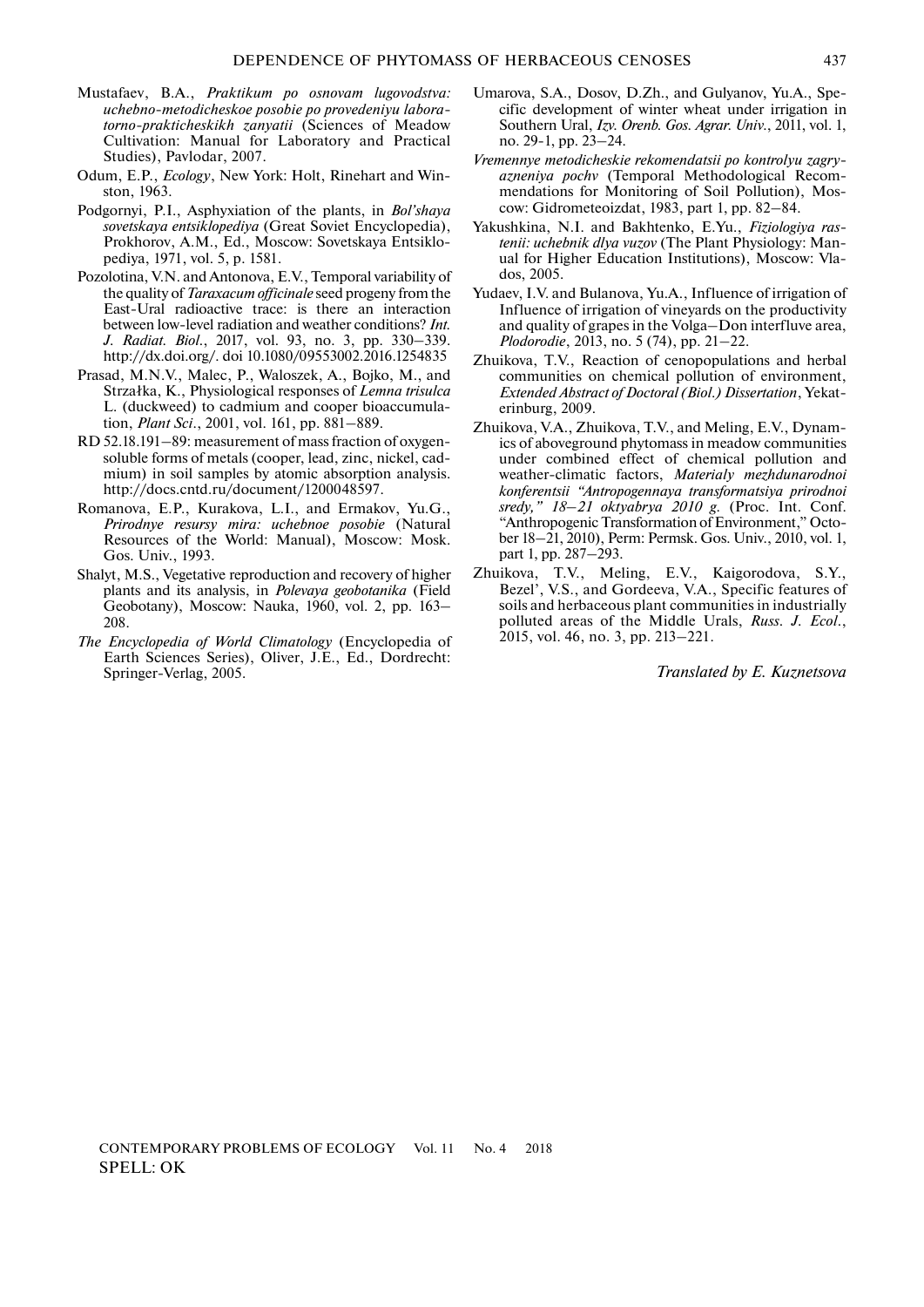Mustafaev, B.A., *Praktikum po osnovam lugovodstva: uchebno-metodicheskoe posobie po provedeniyu laboratorno-prakticheskikh zanyatii* (Sciences of Meadow Cultivation: Manual for Laboratory and Practical Studies), Pavlodar, 2007.

Odum, E.P., *Ecology*, New York: Holt, Rinehart and Winston, 1963.

Podgornyi, P.I., Asphyxiation of the plants, in *Bol'shaya sovetskaya entsiklopediya* (Great Soviet Encyclopedia), Prokhorov, A.M., Ed., Moscow: Sovetskaya Entsiklopediya, 1971, vol. 5, p. 1581.

Pozolotina, V.N. and Antonova, E.V., Temporal variability of the quality of *Taraxacum officinale* seed progeny from the East-Ural radioactive trace: is there an interaction between low-level radiation and weather conditions? *Int. J. Radiat. Biol.*, 2017, vol. 93, no. 3, pp. 330–339. http://dx.doi.org/. doi 10.1080/09553002.2016.1254835

Prasad, M.N.V., Malec, P., Waloszek, A., Bojko, M., and Strzałka, K., Physiological responses of *Lemna trisulca* L. (duckweed) to cadmium and cooper bioaccumulation, *Plant Sci.*, 2001, vol. 161, pp. 881–889.

RD 52.18.191–89: measurement of mass fraction of oxygen-soluble forms of metals (cooper, lead, zinc, nickel, cadmium) in soil samples by atomic absorption analysis. http://docs.cntd.ru/document/1200048597.

Romanova, E.P., Kurakova, L.I., and Ermakov, Yu.G., *Prirodnye resursy mira: uchebnoe posobie* (Natural Resources of the World: Manual), Moscow: Mosk. Gos. Univ., 1993.

Shalyt, M.S., Vegetative reproduction and recovery of higher plants and its analysis, in *Polevaya geobotanika* (Field Geobotany), Moscow: Nauka, 1960, vol. 2, pp. 163–208.

*The Encyclopedia of World Climatology* (Encyclopedia of Earth Sciences Series), Oliver, J.E., Ed., Dordrecht: Springer-Verlag, 2005.

Umarova, S.A., Dosov, D.Zh., and Gulyanov, Yu.A., Specific development of winter wheat under irrigation in Southern Ural, *Izv. Orenb. Gos. Agrar. Univ.*, 2011, vol. 1, no. 29-1, pp. 23–24.

*Vremennye metodicheskie rekomendatsii po kontrolyu zagryazneniya pochv* (Temporal Methodological Recommendations for Monitoring of Soil Pollution), Moscow: Gidrometeoizdat, 1983, part 1, pp. 82–84.

Yakushkina, N.I. and Bakhtenko, E.Yu., *Fiziologiya rastenii: uchebnik dlya vuzov* (The Plant Physiology: Manual for Higher Education Institutions), Moscow: Vlados, 2005.

Yudaev, I.V. and Bulanova, Yu.A., Influence of irrigation of Influence of irrigation of vineyards on the productivity and quality of grapes in the Volga–Don interfluve area, *Plodorodie*, 2013, no. 5 (74), pp. 21–22.

Zhuikova, T.V., Reaction of cenopopulations and herbal communities on chemical pollution of environment, *Extended Abstract of Doctoral (Biol.) Dissertation*, Yekaterinburg, 2009.

Zhuikova, V.A., Zhuikova, T.V., and Meling, E.V., Dynamics of aboveground phytomass in meadow communities under combined effect of chemical pollution and weather-climatic factors, *Materialy mezhdunarodnoi konferentsii "Antropogennaya transformatsiya prirodnoi sredy," 18–21 oktyabrya 2010 g.* (Proc. Int. Conf. "Anthropogenic Transformation of Environment," October 18–21, 2010), Perm: Permsk. Gos. Univ., 2010, vol. 1, part 1, pp. 287–293.

Zhuikova, T.V., Meling, E.V., Kaigorodova, S.Y., Bezel', V.S., and Gordeeva, V.A., Specific features of soils and herbaceous plant communities in industrially polluted areas of the Middle Urals, *Russ. J. Ecol.*, 2015, vol. 46, no. 3, pp. 213–221.

*Translated by E. Kuznetsova*